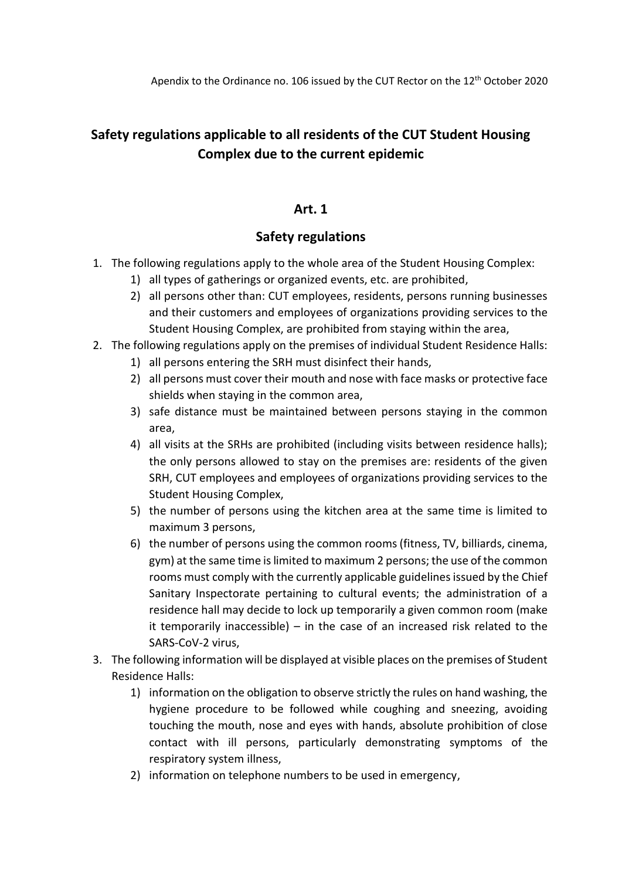Apendix to the Ordinance no. 106 issued by the CUT Rector on the 12th October 2020

# Safety regulations applicable to all residents of the CUT Student Housing Complex due to the current epidemic

## Art. 1

## Safety regulations

1. The following regulations apply to the whole area of the Student Housing Complex:
   1) all types of gatherings or organized events, etc. are prohibited,
   2) all persons other than: CUT employees, residents, persons running businesses and their customers and employees of organizations providing services to the Student Housing Complex, are prohibited from staying within the area,
2. The following regulations apply on the premises of individual Student Residence Halls:
   1) all persons entering the SRH must disinfect their hands,
   2) all persons must cover their mouth and nose with face masks or protective face shields when staying in the common area,
   3) safe distance must be maintained between persons staying in the common area,
   4) all visits at the SRHs are prohibited (including visits between residence halls); the only persons allowed to stay on the premises are: residents of the given SRH, CUT employees and employees of organizations providing services to the Student Housing Complex,
   5) the number of persons using the kitchen area at the same time is limited to maximum 3 persons,
   6) the number of persons using the common rooms (fitness, TV, billiards, cinema, gym) at the same time is limited to maximum 2 persons; the use of the common rooms must comply with the currently applicable guidelines issued by the Chief Sanitary Inspectorate pertaining to cultural events; the administration of a residence hall may decide to lock up temporarily a given common room (make it temporarily inaccessible) – in the case of an increased risk related to the SARS-CoV-2 virus,
3. The following information will be displayed at visible places on the premises of Student Residence Halls:
   1) information on the obligation to observe strictly the rules on hand washing, the hygiene procedure to be followed while coughing and sneezing, avoiding touching the mouth, nose and eyes with hands, absolute prohibition of close contact with ill persons, particularly demonstrating symptoms of the respiratory system illness,
   2) information on telephone numbers to be used in emergency,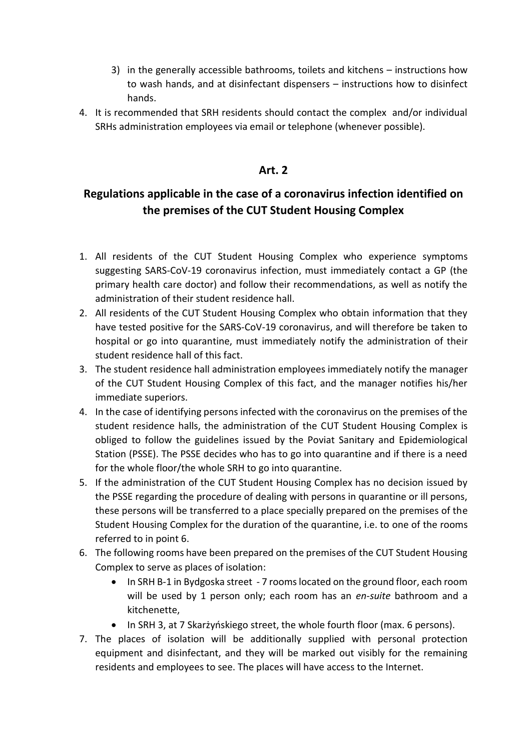3) in the generally accessible bathrooms, toilets and kitchens – instructions how to wash hands, and at disinfectant dispensers – instructions how to disinfect hands.

4. It is recommended that SRH residents should contact the complex and/or individual SRHs administration employees via email or telephone (whenever possible).

## Art. 2

## Regulations applicable in the case of a coronavirus infection identified on the premises of the CUT Student Housing Complex

1. All residents of the CUT Student Housing Complex who experience symptoms suggesting SARS-CoV-19 coronavirus infection, must immediately contact a GP (the primary health care doctor) and follow their recommendations, as well as notify the administration of their student residence hall.
2. All residents of the CUT Student Housing Complex who obtain information that they have tested positive for the SARS-CoV-19 coronavirus, and will therefore be taken to hospital or go into quarantine, must immediately notify the administration of their student residence hall of this fact.
3. The student residence hall administration employees immediately notify the manager of the CUT Student Housing Complex of this fact, and the manager notifies his/her immediate superiors.
4. In the case of identifying persons infected with the coronavirus on the premises of the student residence halls, the administration of the CUT Student Housing Complex is obliged to follow the guidelines issued by the Poviat Sanitary and Epidemiological Station (PSSE). The PSSE decides who has to go into quarantine and if there is a need for the whole floor/the whole SRH to go into quarantine.
5. If the administration of the CUT Student Housing Complex has no decision issued by the PSSE regarding the procedure of dealing with persons in quarantine or ill persons, these persons will be transferred to a place specially prepared on the premises of the Student Housing Complex for the duration of the quarantine, i.e. to one of the rooms referred to in point 6.
6. The following rooms have been prepared on the premises of the CUT Student Housing Complex to serve as places of isolation:
   - In SRH B-1 in Bydgoska street - 7 rooms located on the ground floor, each room will be used by 1 person only; each room has an *en-suite* bathroom and a kitchenette,
   - In SRH 3, at 7 Skarżyńskiego street, the whole fourth floor (max. 6 persons).
7. The places of isolation will be additionally supplied with personal protection equipment and disinfectant, and they will be marked out visibly for the remaining residents and employees to see. The places will have access to the Internet.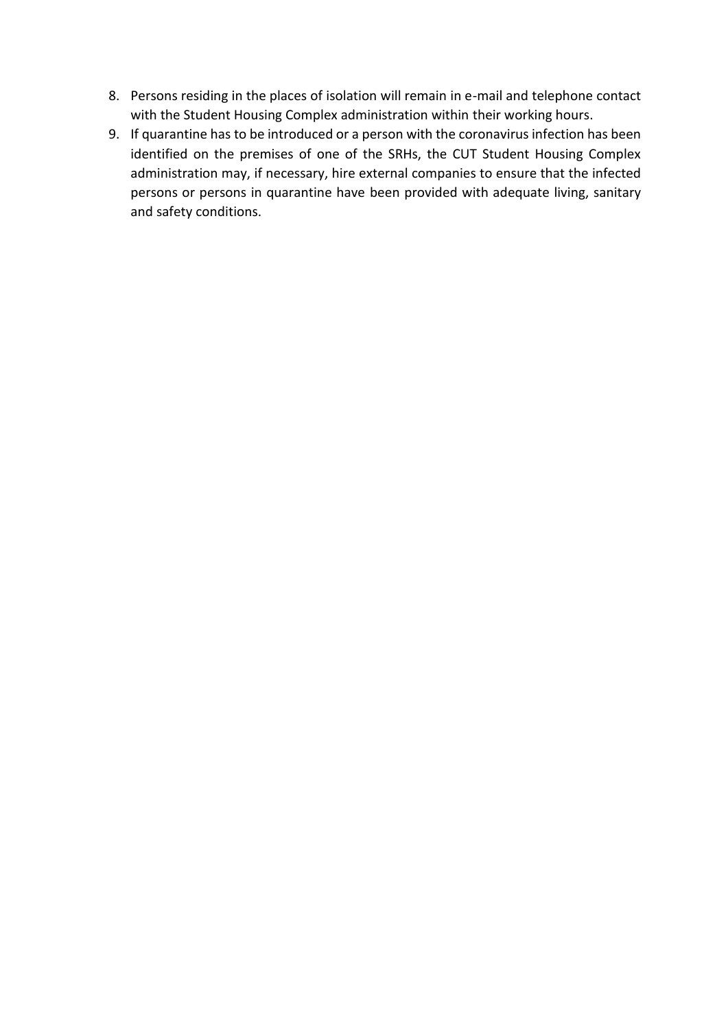8. Persons residing in the places of isolation will remain in e-mail and telephone contact with the Student Housing Complex administration within their working hours.
9. If quarantine has to be introduced or a person with the coronavirus infection has been identified on the premises of one of the SRHs, the CUT Student Housing Complex administration may, if necessary, hire external companies to ensure that the infected persons or persons in quarantine have been provided with adequate living, sanitary and safety conditions.